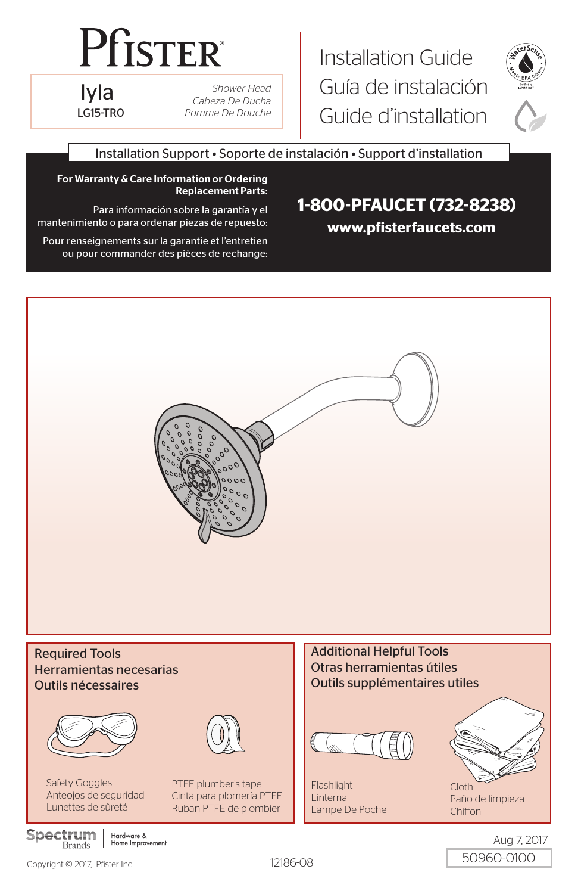# Pfister

**Iyla**
LG15-TRO

*Shower Head*
*Cabeza De Ducha*
*Pomme De Douche*

# Installation Guide
# Guía de instalación
# Guide d'installation

## Installation Support • Soporte de instalación • Support d'installation

**For Warranty & Care Information or Ordering Replacement Parts:**

Para información sobre la garantía y el mantenimiento o para ordenar piezas de repuesto:

Pour renseignements sur la garantie et l'entretien ou pour commander des pièces de rechange:

**1-800-PFAUCET (732-8238)**

**www.pfisterfaucets.com**

## Required Tools
## Herramientas necesarias
## Outils nécessaires

Safety Goggles
Anteojos de seguridad
Lunettes de sûreté

PTFE plumber's tape
Cinta para plomería PTFE
Ruban PTFE de plombier

## Additional Helpful Tools
## Otras herramientas útiles
## Outils supplémentaires utiles

Flashlight
Linterna
Lampe De Poche

Cloth
Paño de limpieza
Chiffon

Spectrum Brands | Hardware & Home Improvement

Copyright © 2017, Pfister Inc.

12186-08

Aug 7, 2017

50960-0100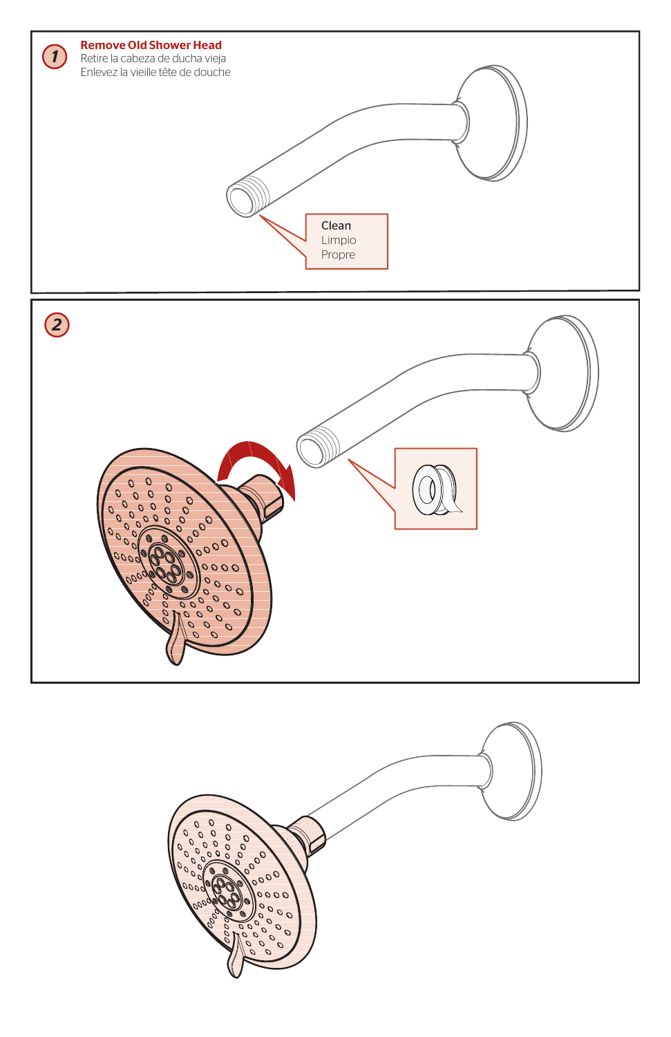1

### Remove Old Shower Head

Retire la cabeza de ducha vieja

Enlevez la vieille tête de douche

Clean

Limpio

Propre

2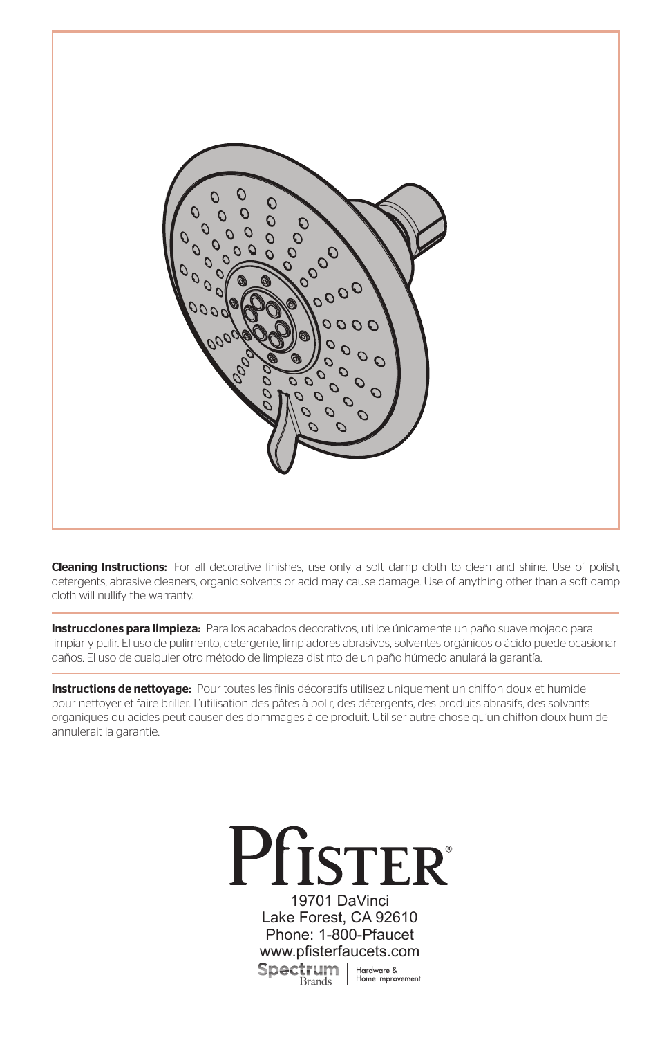**Cleaning Instructions:** For all decorative finishes, use only a soft damp cloth to clean and shine. Use of polish, detergents, abrasive cleaners, organic solvents or acid may cause damage. Use of anything other than a soft damp cloth will nullify the warranty.

**Instrucciones para limpieza:** Para los acabados decorativos, utilice únicamente un paño suave mojado para limpiar y pulir. El uso de pulimento, detergente, limpiadores abrasivos, solventes orgánicos o ácido puede ocasionar daños. El uso de cualquier otro método de limpieza distinto de un paño húmedo anulará la garantía.

**Instructions de nettoyage:** Pour toutes les finis décoratifs utilisez uniquement un chiffon doux et humide pour nettoyer et faire briller. L'utilisation des pâtes à polir, des détergents, des produits abrasifs, des solvants organiques ou acides peut causer des dommages à ce produit. Utiliser autre chose qu'un chiffon doux humide annulerait la garantie.

PfISTER®

19701 DaVinci
Lake Forest, CA 92610
Phone: 1-800-Pfaucet
www.pfisterfaucets.com

Spectrum Brands | Hardware & Home Improvement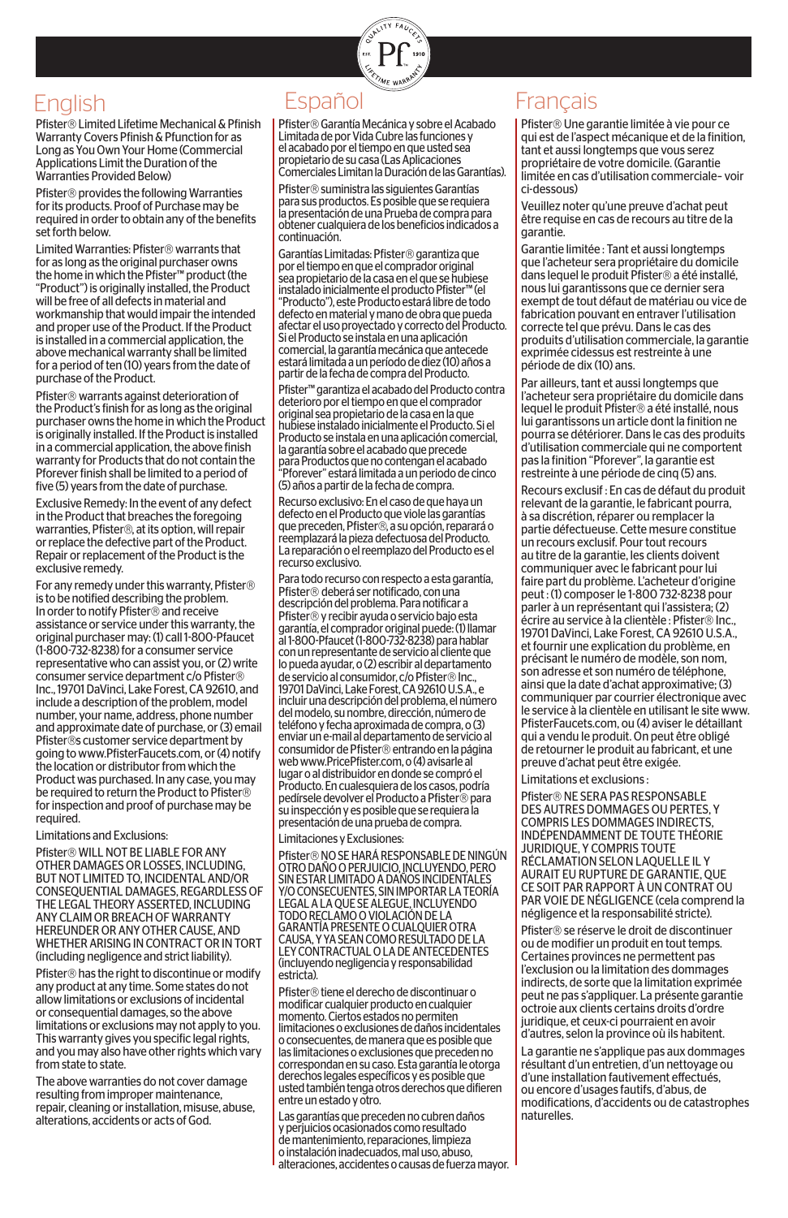# English

Pfister® Limited Lifetime Mechanical & Pfinish Warranty Covers Pfinish & Pfunction for as Long as You Own Your Home (Commercial Applications Limit the Duration of the Warranties Provided Below)

Pfister® provides the following Warranties for its products. Proof of Purchase may be required in order to obtain any of the benefits set forth below.

Limited Warranties: Pfister® warrants that for as long as the original purchaser owns the home in which the Pfister™ product (the "Product") is originally installed, the Product will be free of all defects in material and workmanship that would impair the intended and proper use of the Product. If the Product is installed in a commercial application, the above mechanical warranty shall be limited for a period of ten (10) years from the date of purchase of the Product.

Pfister® warrants against deterioration of the Product's finish for as long as the original purchaser owns the home in which the Product is originally installed. If the Product is installed in a commercial application, the above finish warranty for Products that do not contain the Pforever finish shall be limited to a period of five (5) years from the date of purchase.

Exclusive Remedy: In the event of any defect in the Product that breaches the foregoing warranties, Pfister®, at its option, will repair or replace the defective part of the Product. Repair or replacement of the Product is the exclusive remedy.

For any remedy under this warranty, Pfister® is to be notified describing the problem. In order to notify Pfister® and receive assistance or service under this warranty, the original purchaser may: (1) call 1-800-Pfaucet (1-800-732-8238) for a consumer service representative who can assist you, or (2) write consumer service department c/o Pfister® Inc., 19701 DaVinci, Lake Forest, CA 92610, and include a description of the problem, model number, your name, address, phone number and approximate date of purchase, or (3) email Pfister®s customer service department by going to www.PfisterFaucets.com, or (4) notify the location or distributor from which the Product was purchased. In any case, you may be required to return the Product to Pfister® for inspection and proof of purchase may be required.

Limitations and Exclusions:

Pfister® WILL NOT BE LIABLE FOR ANY OTHER DAMAGES OR LOSSES, INCLUDING, BUT NOT LIMITED TO, INCIDENTAL AND/OR CONSEQUENTIAL DAMAGES, REGARDLESS OF THE LEGAL THEORY ASSERTED, INCLUDING ANY CLAIM OR BREACH OF WARRANTY HEREUNDER OR ANY OTHER CAUSE, AND WHETHER ARISING IN CONTRACT OR IN TORT (including negligence and strict liability).

Pfister® has the right to discontinue or modify any product at any time. Some states do not allow limitations or exclusions of incidental or consequential damages, so the above limitations or exclusions may not apply to you. This warranty gives you specific legal rights, and you may also have other rights which vary from state to state.

The above warranties do not cover damage resulting from improper maintenance, repair, cleaning or installation, misuse, abuse, alterations, accidents or acts of God.

# Español

Pfister® Garantía Mecánica y sobre el Acabado Limitada de por Vida Cubre las funciones y el acabado por el tiempo en que usted sea propietario de su casa (Las Aplicaciones Comerciales Limitan la Duración de las Garantías).

Pfister® suministra las siguientes Garantías para sus productos. Es posible que se requiera la presentación de una Prueba de compra para obtener cualquiera de los beneficios indicados a continuación.

Garantías Limitadas: Pfister® garantiza que por el tiempo en que el comprador original sea propietario de la casa en el que se hubiese instalado inicialmente el producto Pfister™ (el "Producto"), este Producto estará libre de todo defecto en material y mano de obra que pueda afectar el uso proyectado y correcto del Producto. Si el Producto se instala en una aplicación comercial, la garantía mecánica que antecede estará limitada a un período de diez (10) años a partir de la fecha de compra del Producto.

Pfister™ garantiza el acabado del Producto contra deterioro por el tiempo en que el comprador original sea propietario de la casa en la que hubiese instalado inicialmente el Producto. Si el Producto se instala en una aplicación comercial, la garantía sobre el acabado que precede para Productos que no contengan el acabado "Pforever" estará limitada a un periodo de cinco (5) años a partir de la fecha de compra.

Recurso exclusivo: En el caso de que haya un defecto en el Producto que viole las garantías que preceden, Pfister®, a su opción, reparará o reemplazará la pieza defectuosa del Producto. La reparación o el reemplazo del Producto es el recurso exclusivo.

Para todo recurso con respecto a esta garantía, Pfister® deberá ser notificado, con una descripción del problema. Para notificar a Pfister® y recibir ayuda o servicio bajo esta garantía, el comprador original puede: (1) llamar al 1-800-Pfaucet (1-800-732-8238) para hablar con un representante de servicio al cliente que lo pueda ayudar, o (2) escribir al departamento de servicio al consumidor, c/o Pfister® Inc., 19701 DaVinci, Lake Forest, CA 92610 U.S.A., e incluir una descripción del problema, el número del modelo, su nombre, dirección, número de teléfono y fecha aproximada de compra, o (3) enviar un e-mail al departamento de servicio al consumidor de Pfister® entrando en la página web www.PricePfister.com, o (4) avisarle al lugar o al distribuidor en donde se compró el Producto. En cualesquiera de los casos, podría pedírsele devolver el Producto a Pfister® para su inspección y es posible que se requiera la presentación de una prueba de compra.

Limitaciones y Exclusiones:

Pfister® NO SE HARÁ RESPONSABLE DE NINGÚN OTRO DAÑO O PERJUICIO, INCLUYENDO, PERO SIN ESTAR LIMITADO A DAÑOS INCIDENTALES Y/O CONSECUENTES, SIN IMPORTAR LA TEORÍA LEGAL A LA QUE SE ALEGUE, INCLUYENDO TODO RECLAMO O VIOLACIÓN DE LA GARANTÍA PRESENTE O CUALQUIER OTRA CAUSA, Y YA SEAN COMO RESULTADO DE LA LEY CONTRACTUAL O LA DE ANTECEDENTES (incluyendo negligencia y responsabilidad estricta).

Pfister® tiene el derecho de discontinuar o modificar cualquier producto en cualquier momento. Ciertos estados no permiten limitaciones o exclusiones de daños incidentales o consecuentes, de manera que es posible que las limitaciones o exclusiones que preceden no correspondan en su caso. Esta garantía le otorga derechos legales específicos y es posible que usted también tenga otros derechos que difieren entre un estado y otro.

Las garantías que preceden no cubren daños y perjuicios ocasionados como resultado de mantenimiento, reparaciones, limpieza o instalación inadecuados, mal uso, abuso, alteraciones, accidentes o causas de fuerza mayor.

# Français

Pfister® Une garantie limitée à vie pour ce qui est de l'aspect mécanique et de la finition, tant et aussi longtemps que vous serez propriétaire de votre domicile. (Garantie limitée en cas d'utilisation commerciale- voir ci-dessous)

Veuillez noter qu'une preuve d'achat peut être requise en cas de recours au titre de la garantie.

Garantie limitée : Tant et aussi longtemps que l'acheteur sera propriétaire du domicile dans lequel le produit Pfister® a été installé, nous lui garantissons que ce dernier sera exempt de tout défaut de matériau ou vice de fabrication pouvant en entraver l'utilisation correcte tel que prévu. Dans le cas des produits d'utilisation commerciale, la garantie exprimée cidessus est restreinte à une période de dix (10) ans.

Par ailleurs, tant et aussi longtemps que l'acheteur sera propriétaire du domicile dans lequel le produit Pfister® a été installé, nous lui garantissons un article dont la finition ne pourra se détériorer. Dans le cas des produits d'utilisation commerciale qui ne comportent pas la finition "Pforever", la garantie est restreinte à une période de cinq (5) ans.

Recours exclusif : En cas de défaut du produit relevant de la garantie, le fabricant pourra, à sa discrétion, réparer ou remplacer la partie défectueuse. Cette mesure constitue un recours exclusif. Pour tout recours au titre de la garantie, les clients doivent communiquer avec le fabricant pour lui faire part du problème. L'acheteur d'origine peut : (1) composer le 1-800 732-8238 pour parler à un représentant qui l'assistera; (2) écrire au service à la clientèle : Pfister® Inc., 19701 DaVinci, Lake Forest, CA 92610 U.S.A., et fournir une explication du problème, en précisant le numéro de modèle, son nom, son adresse et son numéro de téléphone, ainsi que la date d'achat approximative; (3) communiquer par courrier électronique avec le service à la clientèle en utilisant le site www. PfisterFaucets.com, ou (4) aviser le détaillant qui a vendu le produit. On peut être obligé de retourner le produit au fabricant, et une preuve d'achat peut être exigée.

Limitations et exclusions :

Pfister® NE SERA PAS RESPONSABLE DES AUTRES DOMMAGES OU PERTES, Y COMPRIS LES DOMMAGES INDIRECTS, INDÉPENDAMMENT DE TOUTE THÉORIE JURIDIQUE, Y COMPRIS TOUTE RÉCLAMATION SELON LAQUELLE IL Y AURAIT EU RUPTURE DE GARANTIE, QUE CE SOIT PAR RAPPORT À UN CONTRAT OU PAR VOIE DE NÉGLIGENCE (cela comprend la négligence et la responsabilité stricte).

Pfister® se réserve le droit de discontinuer ou de modifier un produit en tout temps. Certaines provinces ne permettent pas l'exclusion ou la limitation des dommages indirects, de sorte que la limitation exprimée peut ne pas s'appliquer. La présente garantie octroie aux clients certains droits d'ordre juridique, et ceux-ci pourraient en avoir d'autres, selon la province où ils habitent.

La garantie ne s'applique pas aux dommages résultant d'un entretien, d'un nettoyage ou d'une installation fautivement effectués, ou encore d'usages fautifs, d'abus, de modifications, d'accidents ou de catastrophes naturelles.